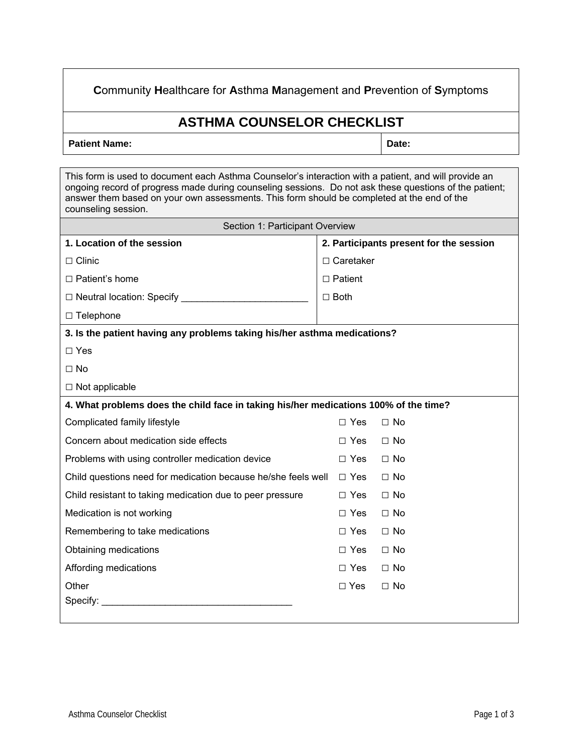**C**ommunity **H**ealthcare for **A**sthma **M**anagement and **P**revention of **S**ymptoms

# ASTHMA COUNSELOR CHECKLIST

| **Patient Name:** | **Date:** |
|---|---|

This form is used to document each Asthma Counselor's interaction with a patient, and will provide an ongoing record of progress made during counseling sessions. Do not ask these questions of the patient; answer them based on your own assessments. This form should be completed at the end of the counseling session.

## Section 1: Participant Overview

| **1. Location of the session** | **2. Participants present for the session** |
|---|---|
| ☐ Clinic | ☐ Caretaker |
| ☐ Patient's home | ☐ Patient |
| ☐ Neutral location: Specify ________________________ | ☐ Both |
| ☐ Telephone | |

**3. Is the patient having any problems taking his/her asthma medications?**

☐ Yes

☐ No

☐ Not applicable

**4. What problems does the child face in taking his/her medications 100% of the time?**

| | | |
|---|---|---|
| Complicated family lifestyle | ☐ Yes | ☐ No |
| Concern about medication side effects | ☐ Yes | ☐ No |
| Problems with using controller medication device | ☐ Yes | ☐ No |
| Child questions need for medication because he/she feels well | ☐ Yes | ☐ No |
| Child resistant to taking medication due to peer pressure | ☐ Yes | ☐ No |
| Medication is not working | ☐ Yes | ☐ No |
| Remembering to take medications | ☐ Yes | ☐ No |
| Obtaining medications | ☐ Yes | ☐ No |
| Affording medications | ☐ Yes | ☐ No |
| Other<br>Specify: ____________________________________ | ☐ Yes | ☐ No |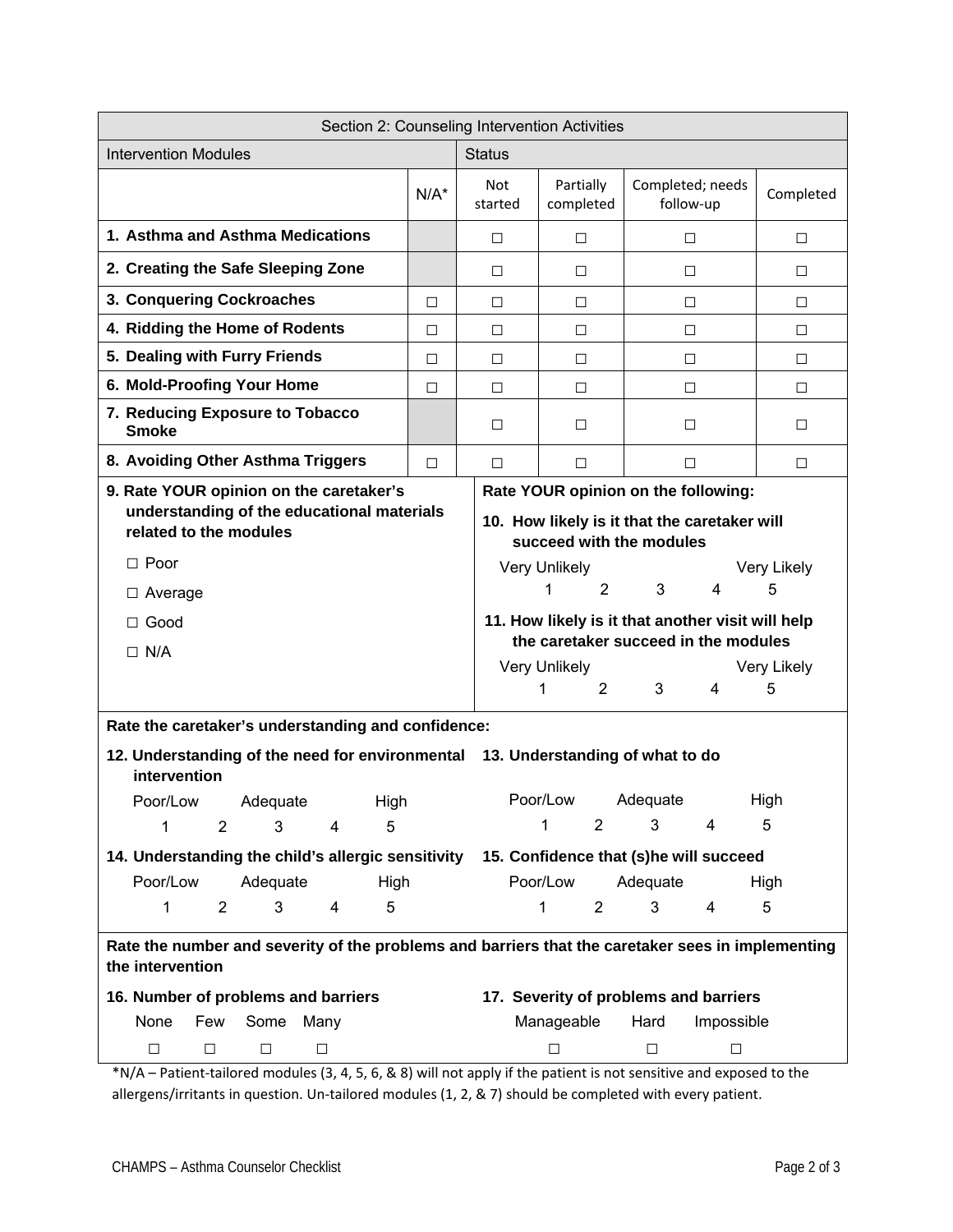| Section 2: Counseling Intervention Activities | | | | | |
|---|---|---|---|---|---|
| **Intervention Modules** | | **Status** | | | |
| | N/A* | Not started | Partially completed | Completed; needs follow-up | Completed |
| **1. Asthma and Asthma Medications** | | ☐ | ☐ | ☐ | ☐ |
| **2. Creating the Safe Sleeping Zone** | | ☐ | ☐ | ☐ | ☐ |
| **3. Conquering Cockroaches** | ☐ | ☐ | ☐ | ☐ | ☐ |
| **4. Ridding the Home of Rodents** | ☐ | ☐ | ☐ | ☐ | ☐ |
| **5. Dealing with Furry Friends** | ☐ | ☐ | ☐ | ☐ | ☐ |
| **6. Mold-Proofing Your Home** | ☐ | ☐ | ☐ | ☐ | ☐ |
| **7. Reducing Exposure to Tobacco Smoke** | | ☐ | ☐ | ☐ | ☐ |
| **8. Avoiding Other Asthma Triggers** | ☐ | ☐ | ☐ | ☐ | ☐ |

**9. Rate YOUR opinion on the caretaker's understanding of the educational materials related to the modules**

☐ Poor

☐ Average

☐ Good

☐ N/A

**Rate YOUR opinion on the following:**

**10. How likely is it that the caretaker will succeed with the modules**

Very Unlikely — Very Likely

1 2 3 4 5

**11. How likely is it that another visit will help the caretaker succeed in the modules**

Very Unlikely — Very Likely

1 2 3 4 5

**Rate the caretaker's understanding and confidence:**

**12. Understanding of the need for environmental intervention**

Poor/Low — Adequate — High

1 2 3 4 5

**13. Understanding of what to do**

Poor/Low — Adequate — High

1 2 3 4 5

**14. Understanding the child's allergic sensitivity**

Poor/Low — Adequate — High

1 2 3 4 5

**15. Confidence that (s)he will succeed**

Poor/Low — Adequate — High

1 2 3 4 5

**Rate the number and severity of the problems and barriers that the caretaker sees in implementing the intervention**

**16. Number of problems and barriers**

| None | Few | Some | Many |
|---|---|---|---|
| ☐ | ☐ | ☐ | ☐ |

**17. Severity of problems and barriers**

| Manageable | Hard | Impossible |
|---|---|---|
| ☐ | ☐ | ☐ |

*N/A – Patient-tailored modules (3, 4, 5, 6, & 8) will not apply if the patient is not sensitive and exposed to the allergens/irritants in question. Un-tailored modules (1, 2, & 7) should be completed with every patient.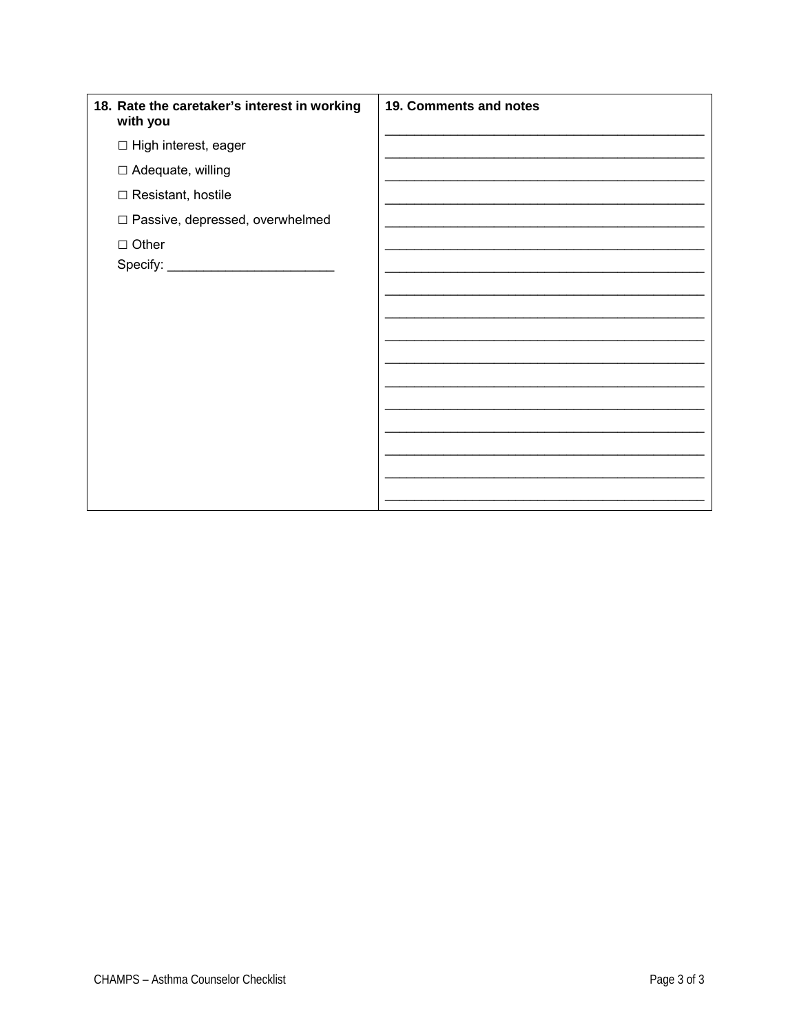| **18. Rate the caretaker's interest in working with you** | **19. Comments and notes** |
|---|---|
| ☐ High interest, eager<br>☐ Adequate, willing<br>☐ Resistant, hostile<br>☐ Passive, depressed, overwhelmed<br>☐ Other<br>Specify: ______________________ | ____________________________________________<br>____________________________________________<br>____________________________________________<br>____________________________________________<br>____________________________________________<br>____________________________________________<br>____________________________________________<br>____________________________________________<br>____________________________________________<br>____________________________________________<br>____________________________________________<br>____________________________________________<br>____________________________________________<br>____________________________________________<br>____________________________________________<br>____________________________________________<br>____________________________________________ |